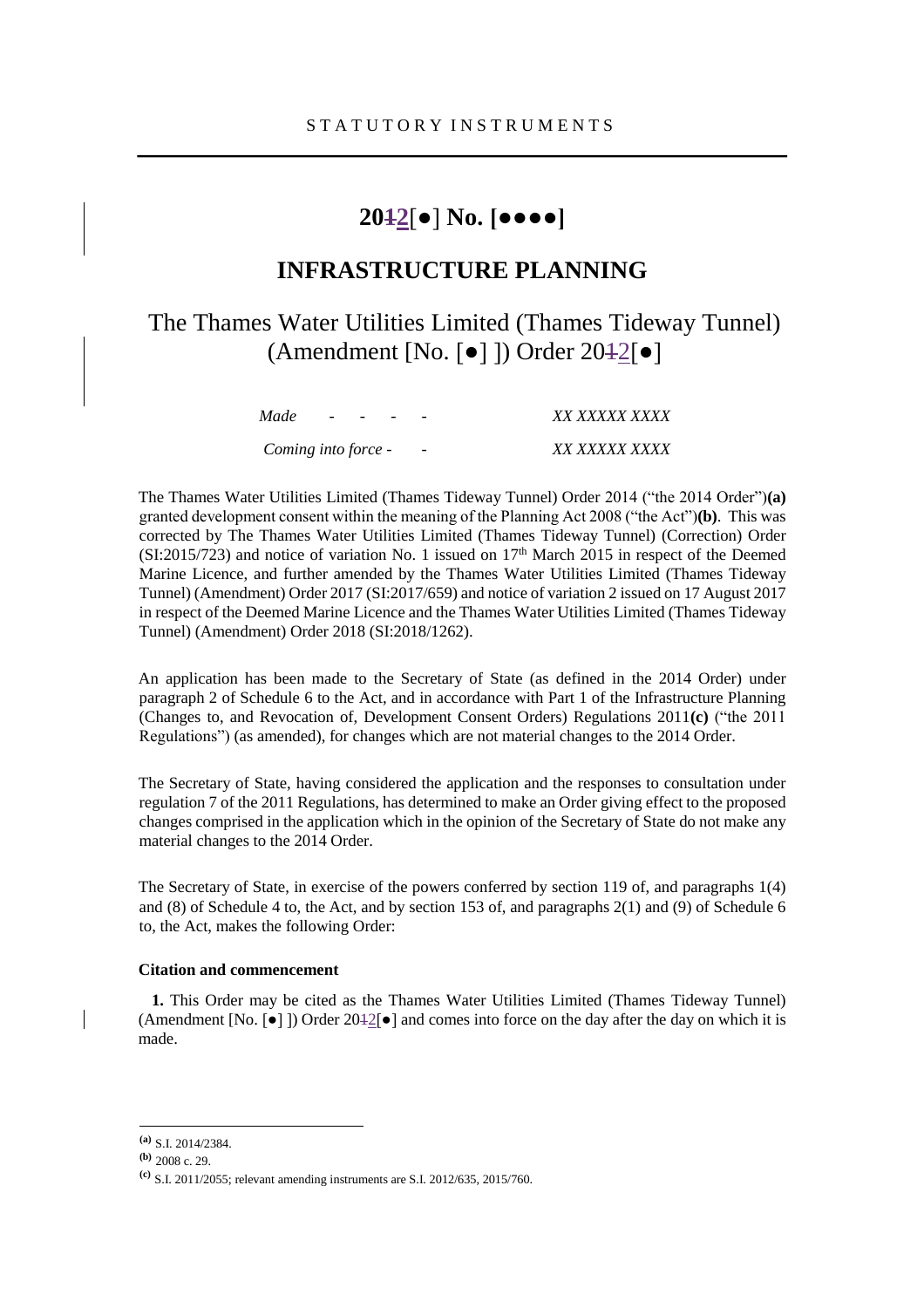STATUTORY INSTRUMENTS

# 20~~1~~2[●] No. [●●●●]

## INFRASTRUCTURE PLANNING

### The Thames Water Utilities Limited (Thames Tideway Tunnel) (Amendment [No. [●] ]) Order 20~~1~~2[●]

| | |
|---|---|
| *Made - - - -* | *XX XXXXX XXXX* |
| *Coming into force - -* | *XX XXXXX XXXX* |

The Thames Water Utilities Limited (Thames Tideway Tunnel) Order 2014 ("the 2014 Order")**(a)** granted development consent within the meaning of the Planning Act 2008 ("the Act")**(b)**. This was corrected by The Thames Water Utilities Limited (Thames Tideway Tunnel) (Correction) Order (SI:2015/723) and notice of variation No. 1 issued on 17th March 2015 in respect of the Deemed Marine Licence, and further amended by the Thames Water Utilities Limited (Thames Tideway Tunnel) (Amendment) Order 2017 (SI:2017/659) and notice of variation 2 issued on 17 August 2017 in respect of the Deemed Marine Licence and the Thames Water Utilities Limited (Thames Tideway Tunnel) (Amendment) Order 2018 (SI:2018/1262).

An application has been made to the Secretary of State (as defined in the 2014 Order) under paragraph 2 of Schedule 6 to the Act, and in accordance with Part 1 of the Infrastructure Planning (Changes to, and Revocation of, Development Consent Orders) Regulations 2011**(c)** ("the 2011 Regulations") (as amended), for changes which are not material changes to the 2014 Order.

The Secretary of State, having considered the application and the responses to consultation under regulation 7 of the 2011 Regulations, has determined to make an Order giving effect to the proposed changes comprised in the application which in the opinion of the Secretary of State do not make any material changes to the 2014 Order.

The Secretary of State, in exercise of the powers conferred by section 119 of, and paragraphs 1(4) and (8) of Schedule 4 to, the Act, and by section 153 of, and paragraphs 2(1) and (9) of Schedule 6 to, the Act, makes the following Order:

**Citation and commencement**

**1.** This Order may be cited as the Thames Water Utilities Limited (Thames Tideway Tunnel) (Amendment [No. [●] ]) Order 20~~1~~2[●] and comes into force on the day after the day on which it is made.

---

**(a)** S.I. 2014/2384.
**(b)** 2008 c. 29.
**(c)** S.I. 2011/2055; relevant amending instruments are S.I. 2012/635, 2015/760.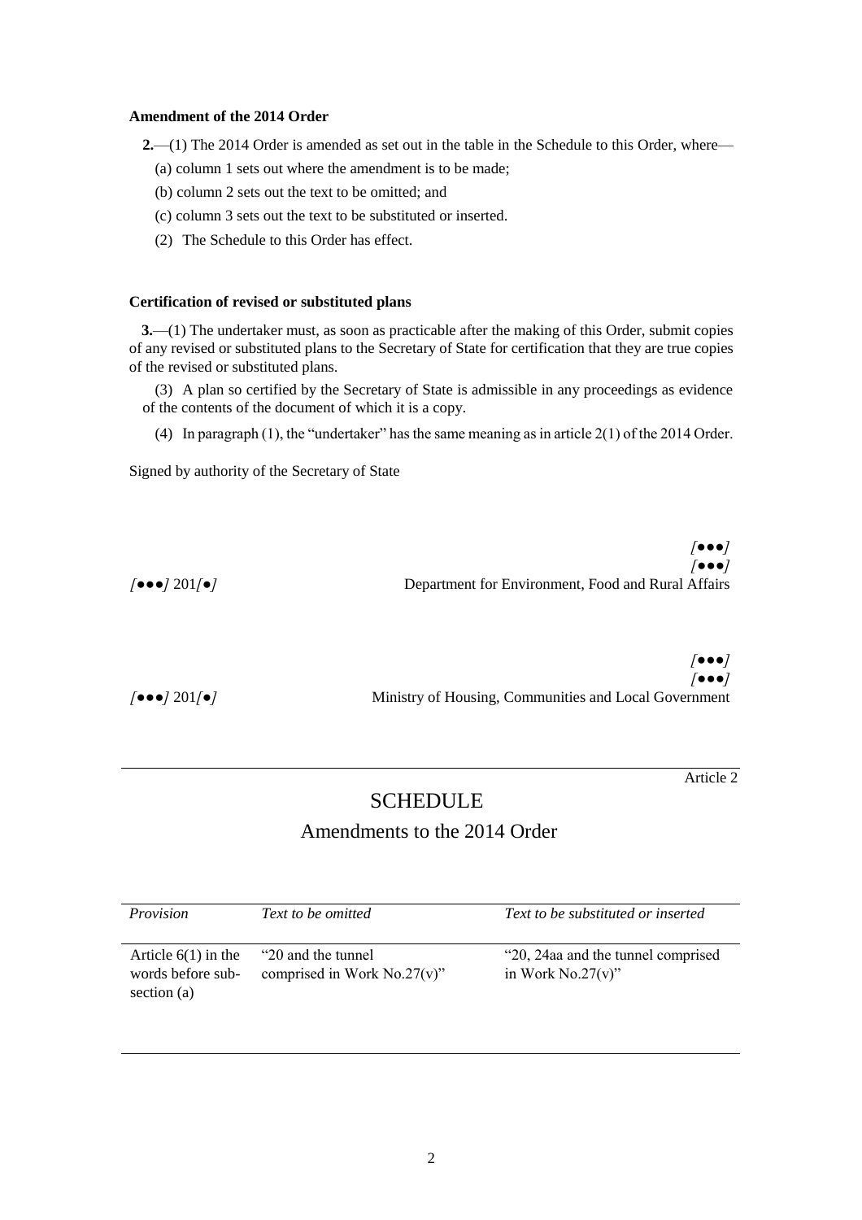**Amendment of the 2014 Order**

**2.**—(1) The 2014 Order is amended as set out in the table in the Schedule to this Order, where—

(a) column 1 sets out where the amendment is to be made;

(b) column 2 sets out the text to be omitted; and

(c) column 3 sets out the text to be substituted or inserted.

(2) The Schedule to this Order has effect.

**Certification of revised or substituted plans**

**3.**—(1) The undertaker must, as soon as practicable after the making of this Order, submit copies of any revised or substituted plans to the Secretary of State for certification that they are true copies of the revised or substituted plans.

(3) A plan so certified by the Secretary of State is admissible in any proceedings as evidence of the contents of the document of which it is a copy.

(4) In paragraph (1), the "undertaker" has the same meaning as in article 2(1) of the 2014 Order.

Signed by authority of the Secretary of State

*[●●●]*
*[●●●]*
*[●●●]* 201*[●]* Department for Environment, Food and Rural Affairs

*[●●●]*
*[●●●]*
*[●●●]* 201*[●]* Ministry of Housing, Communities and Local Government

Article 2

# SCHEDULE

## Amendments to the 2014 Order

| *Provision* | *Text to be omitted* | *Text to be substituted or inserted* |
|---|---|---|
| Article 6(1) in the words before sub-section (a) | "20 and the tunnel comprised in Work No.27(v)" | "20, 24aa and the tunnel comprised in Work No.27(v)" |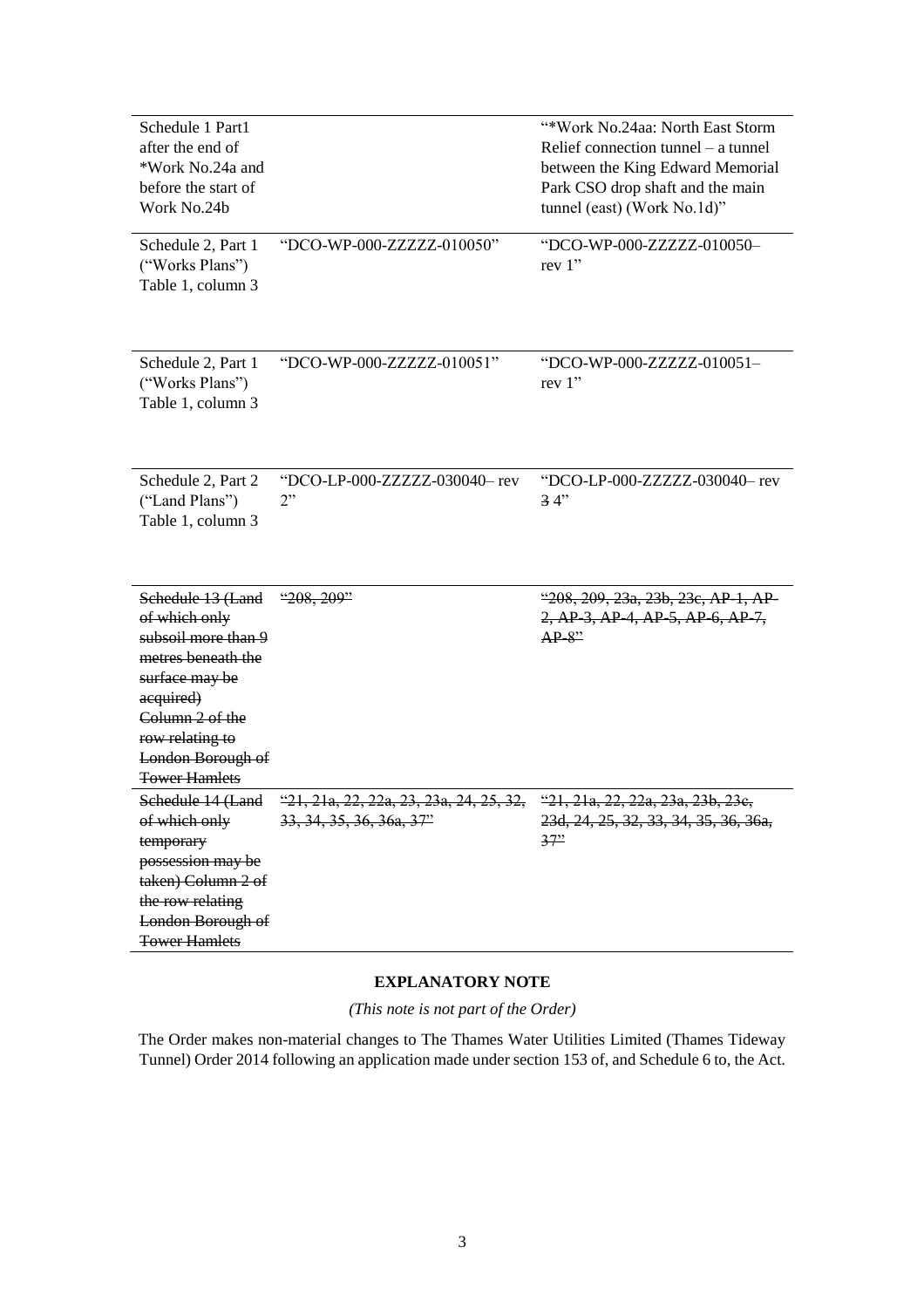| | | |
|---|---|---|
| Schedule 1 Part1 after the end of *Work No.24a and before the start of Work No.24b | | "*Work No.24aa: North East Storm Relief connection tunnel – a tunnel between the King Edward Memorial Park CSO drop shaft and the main tunnel (east) (Work No.1d)" |
| Schedule 2, Part 1 ("Works Plans") Table 1, column 3 | "DCO-WP-000-ZZZZZ-010050" | "DCO-WP-000-ZZZZZ-010050– rev 1" |
| Schedule 2, Part 1 ("Works Plans") Table 1, column 3 | "DCO-WP-000-ZZZZZ-010051" | "DCO-WP-000-ZZZZZ-010051– rev 1" |
| Schedule 2, Part 2 ("Land Plans") Table 1, column 3 | "DCO-LP-000-ZZZZZ-030040– rev 2" | "DCO-LP-000-ZZZZZ-030040– rev ~~3~~ 4" |
| ~~Schedule 13 (Land of which only subsoil more than 9 metres beneath the surface may be acquired) Column 2 of the row relating to London Borough of Tower Hamlets~~ | ~~"208, 209"~~ | ~~"208, 209, 23a, 23b, 23c, AP-1, AP-2, AP-3, AP-4, AP-5, AP-6, AP-7, AP-8"~~ |
| ~~Schedule 14 (Land of which only temporary possession may be taken) Column 2 of the row relating London Borough of Tower Hamlets~~ | ~~"21, 21a, 22, 22a, 23, 23a, 24, 25, 32, 33, 34, 35, 36, 36a, 37"~~ | ~~"21, 21a, 22, 22a, 23a, 23b, 23c, 23d, 24, 25, 32, 33, 34, 35, 36, 36a, 37"~~ |

## EXPLANATORY NOTE

*(This note is not part of the Order)*

The Order makes non-material changes to The Thames Water Utilities Limited (Thames Tideway Tunnel) Order 2014 following an application made under section 153 of, and Schedule 6 to, the Act.